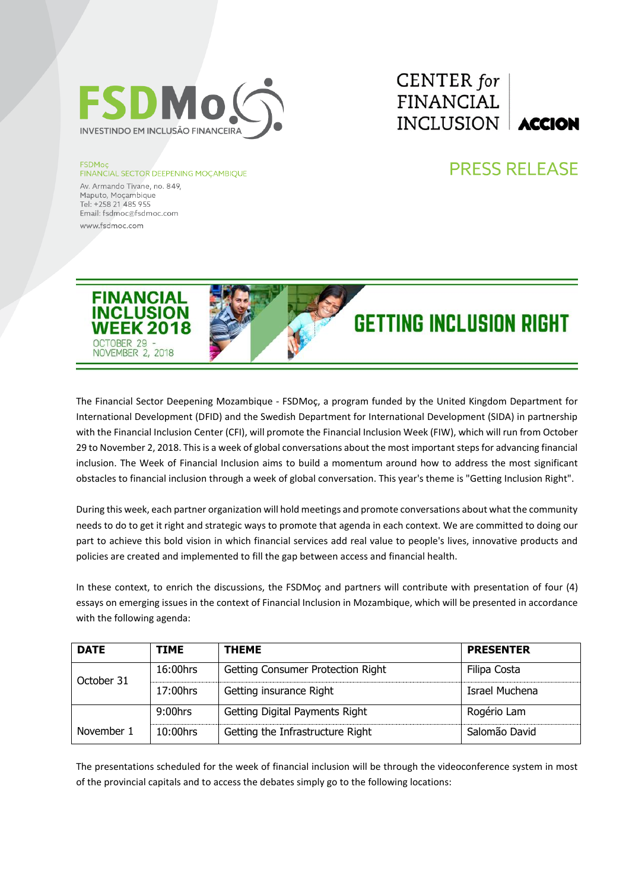FSDMoç
INVESTINDO EM INCLUSÃO FINANCEIRA

CENTER *for* FINANCIAL INCLUSION | ACCION

FSDMoç
FINANCIAL SECTOR DEEPENING MOÇAMBIQUE
Av. Armando Tivane, no. 849,
Maputo, Moçambique
Tel: +258 21 485 955
Email: fsdmoc@fsdmoc.com
www.fsdmoc.com

# PRESS RELEASE

**FINANCIAL INCLUSION WEEK 2018**
OCTOBER 29 - NOVEMBER 2, 2018

## GETTING INCLUSION RIGHT

The Financial Sector Deepening Mozambique - FSDMoç, a program funded by the United Kingdom Department for International Development (DFID) and the Swedish Department for International Development (SIDA) in partnership with the Financial Inclusion Center (CFI), will promote the Financial Inclusion Week (FIW), which will run from October 29 to November 2, 2018. This is a week of global conversations about the most important steps for advancing financial inclusion. The Week of Financial Inclusion aims to build a momentum around how to address the most significant obstacles to financial inclusion through a week of global conversation. This year's theme is "Getting Inclusion Right".

During this week, each partner organization will hold meetings and promote conversations about what the community needs to do to get it right and strategic ways to promote that agenda in each context. We are committed to doing our part to achieve this bold vision in which financial services add real value to people's lives, innovative products and policies are created and implemented to fill the gap between access and financial health.

In these context, to enrich the discussions, the FSDMoç and partners will contribute with presentation of four (4) essays on emerging issues in the context of Financial Inclusion in Mozambique, which will be presented in accordance with the following agenda:

| DATE | TIME | THEME | PRESENTER |
|---|---|---|---|
| October 31 | 16:00hrs | Getting Consumer Protection Right | Filipa Costa |
| | 17:00hrs | Getting insurance Right | Israel Muchena |
| November 1 | 9:00hrs | Getting Digital Payments Right | Rogério Lam |
| | 10:00hrs | Getting the Infrastructure Right | Salomão David |

The presentations scheduled for the week of financial inclusion will be through the videoconference system in most of the provincial capitals and to access the debates simply go to the following locations: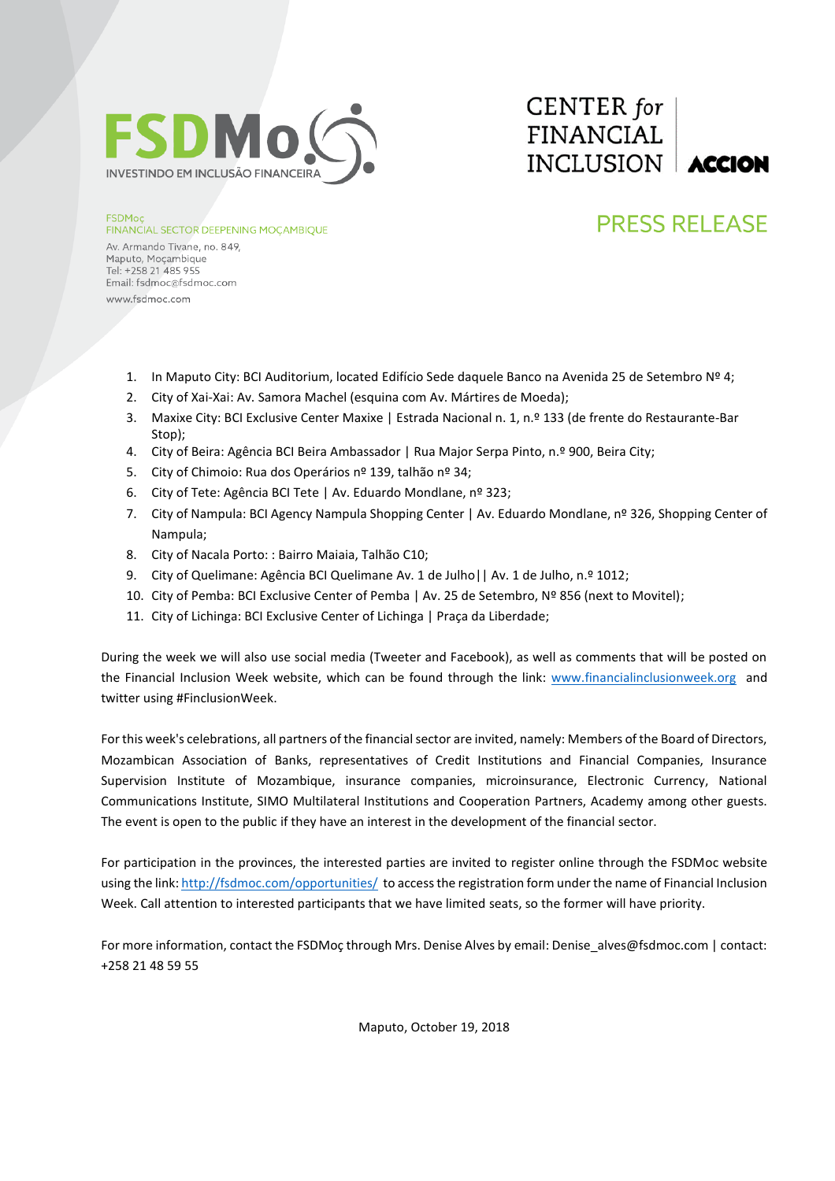FSDMoç
FINANCIAL SECTOR DEEPENING MOÇAMBIQUE
Av. Armando Tivane, no. 849,
Maputo, Moçambique
Tel: +258 21 485 955
Email: fsdmoc@fsdmoc.com
www.fsdmoc.com

# PRESS RELEASE

1. In Maputo City: BCI Auditorium, located Edifício Sede daquele Banco na Avenida 25 de Setembro Nº 4;
2. City of Xai-Xai: Av. Samora Machel (esquina com Av. Mártires de Moeda);
3. Maxixe City: BCI Exclusive Center Maxixe | Estrada Nacional n. 1, n.º 133 (de frente do Restaurante-Bar Stop);
4. City of Beira: Agência BCI Beira Ambassador | Rua Major Serpa Pinto, n.º 900, Beira City;
5. City of Chimoio: Rua dos Operários nº 139, talhão nº 34;
6. City of Tete: Agência BCI Tete | Av. Eduardo Mondlane, nº 323;
7. City of Nampula: BCI Agency Nampula Shopping Center | Av. Eduardo Mondlane, nº 326, Shopping Center of Nampula;
8. City of Nacala Porto: : Bairro Maiaia, Talhão C10;
9. City of Quelimane: Agência BCI Quelimane Av. 1 de Julho|| Av. 1 de Julho, n.º 1012;
10. City of Pemba: BCI Exclusive Center of Pemba | Av. 25 de Setembro, Nº 856 (next to Movitel);
11. City of Lichinga: BCI Exclusive Center of Lichinga | Praça da Liberdade;

During the week we will also use social media (Tweeter and Facebook), as well as comments that will be posted on the Financial Inclusion Week website, which can be found through the link: www.financialinclusionweek.org and twitter using #FinclusionWeek.

For this week's celebrations, all partners of the financial sector are invited, namely: Members of the Board of Directors, Mozambican Association of Banks, representatives of Credit Institutions and Financial Companies, Insurance Supervision Institute of Mozambique, insurance companies, microinsurance, Electronic Currency, National Communications Institute, SIMO Multilateral Institutions and Cooperation Partners, Academy among other guests. The event is open to the public if they have an interest in the development of the financial sector.

For participation in the provinces, the interested parties are invited to register online through the FSDMoc website using the link: http://fsdmoc.com/opportunities/ to access the registration form under the name of Financial Inclusion Week. Call attention to interested participants that we have limited seats, so the former will have priority.

For more information, contact the FSDMoç through Mrs. Denise Alves by email: Denise_alves@fsdmoc.com | contact: +258 21 48 59 55

Maputo, October 19, 2018